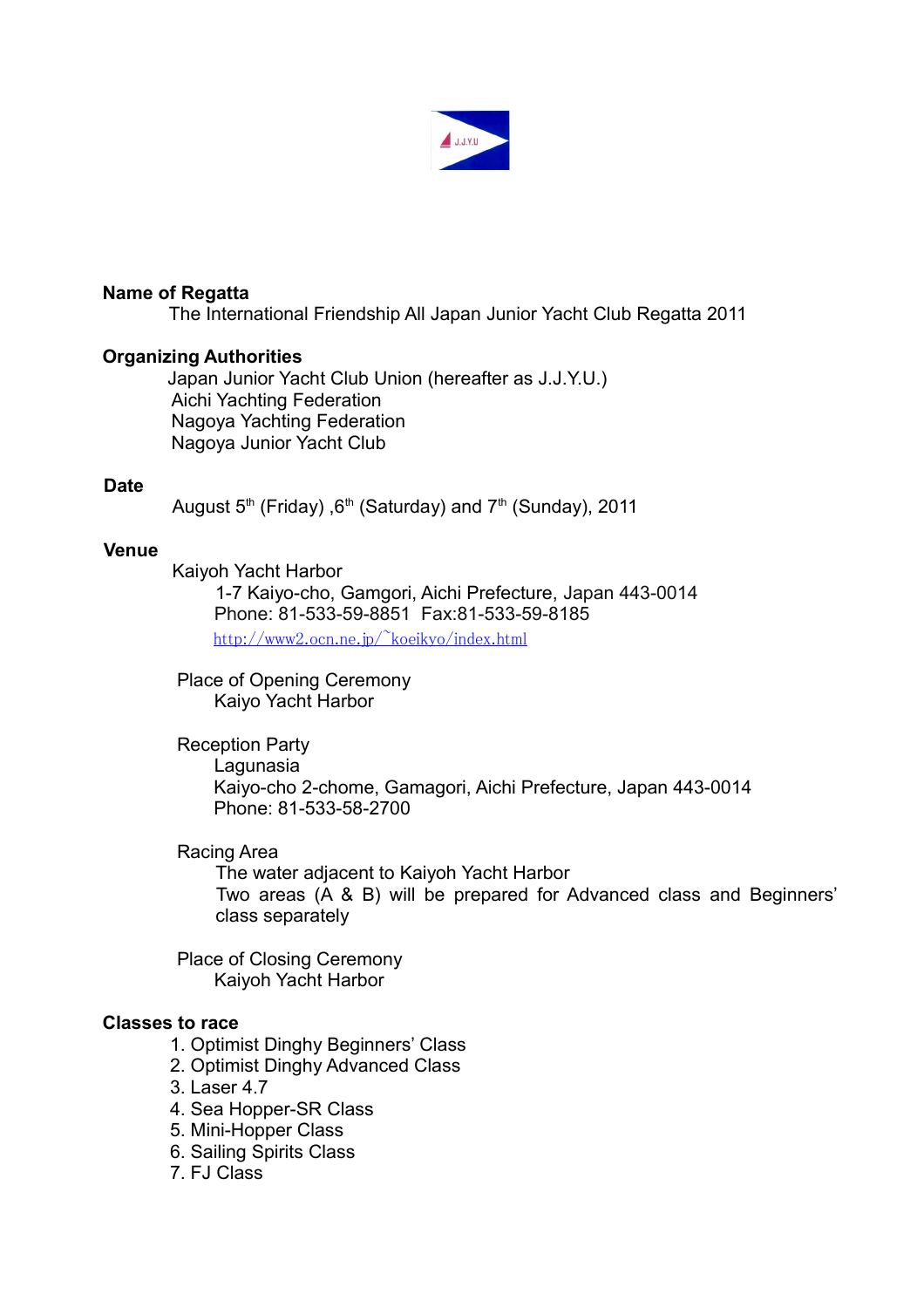## Name of Regatta

The International Friendship All Japan Junior Yacht Club Regatta 2011

## Organizing Authorities

Japan Junior Yacht Club Union (hereafter as J.J.Y.U.)
Aichi Yachting Federation
Nagoya Yachting Federation
Nagoya Junior Yacht Club

## Date

August 5th (Friday) ,6th (Saturday) and 7th (Sunday), 2011

## Venue

Kaiyoh Yacht Harbor
1-7 Kaiyo-cho, Gamgori, Aichi Prefecture, Japan 443-0014
Phone: 81-533-59-8851 Fax:81-533-59-8185
http://www2.ocn.ne.jp/~koeikyo/index.html

Place of Opening Ceremony
Kaiyo Yacht Harbor

Reception Party
Lagunasia
Kaiyo-cho 2-chome, Gamagori, Aichi Prefecture, Japan 443-0014
Phone: 81-533-58-2700

Racing Area
The water adjacent to Kaiyoh Yacht Harbor
Two areas (A & B) will be prepared for Advanced class and Beginners' class separately

Place of Closing Ceremony
Kaiyoh Yacht Harbor

## Classes to race

1. Optimist Dinghy Beginners' Class
2. Optimist Dinghy Advanced Class
3. Laser 4.7
4. Sea Hopper-SR Class
5. Mini-Hopper Class
6. Sailing Spirits Class
7. FJ Class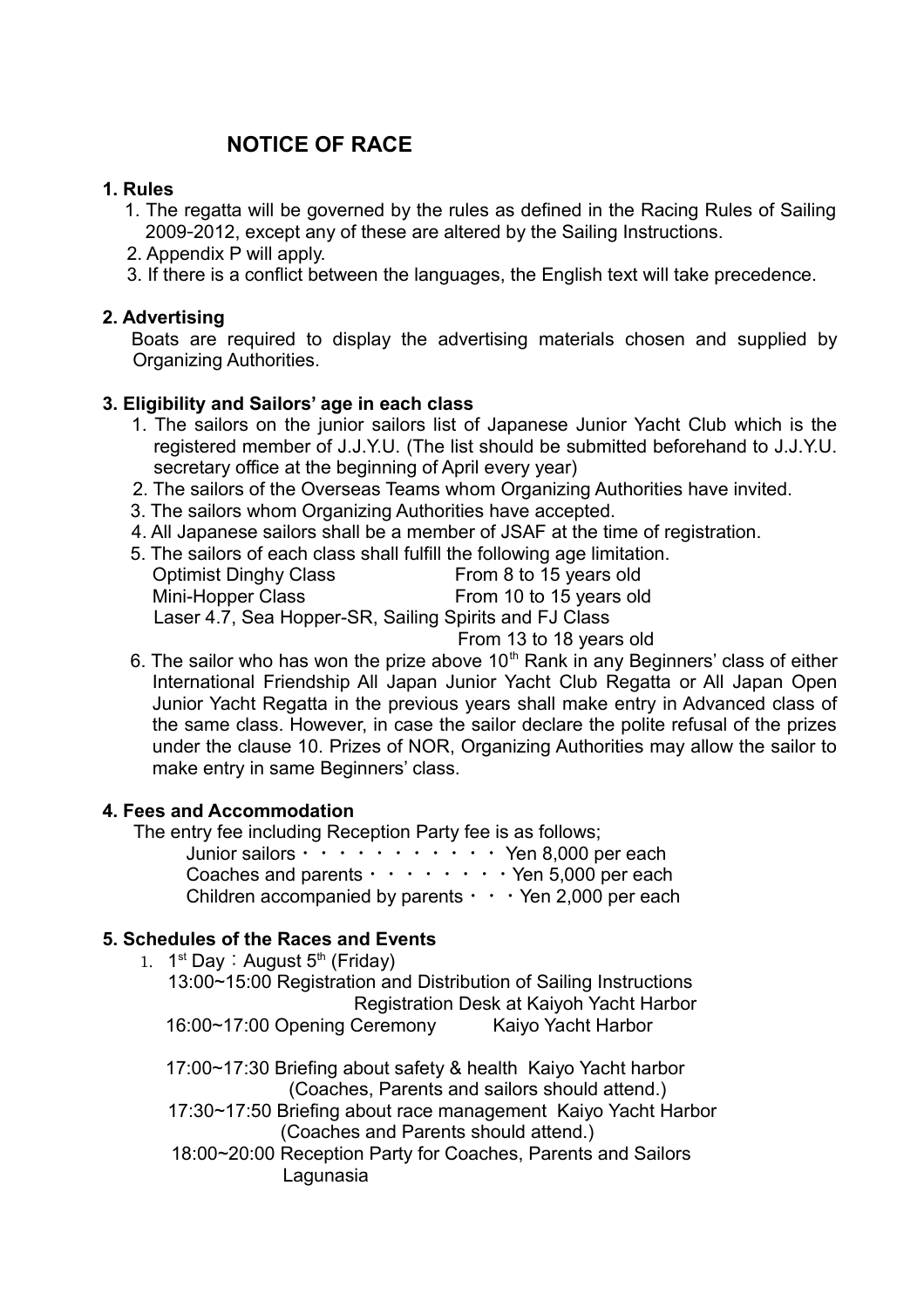# NOTICE OF RACE

### 1. Rules

1. The regatta will be governed by the rules as defined in the Racing Rules of Sailing 2009-2012, except any of these are altered by the Sailing Instructions.
2. Appendix P will apply.
3. If there is a conflict between the languages, the English text will take precedence.

### 2. Advertising

Boats are required to display the advertising materials chosen and supplied by Organizing Authorities.

### 3. Eligibility and Sailors' age in each class

1. The sailors on the junior sailors list of Japanese Junior Yacht Club which is the registered member of J.J.Y.U. (The list should be submitted beforehand to J.J.Y.U. secretary office at the beginning of April every year)
2. The sailors of the Overseas Teams whom Organizing Authorities have invited.
3. The sailors whom Organizing Authorities have accepted.
4. All Japanese sailors shall be a member of JSAF at the time of registration.
5. The sailors of each class shall fulfill the following age limitation.
   Optimist Dinghy Class — From 8 to 15 years old
   Mini-Hopper Class — From 10 to 15 years old
   Laser 4.7, Sea Hopper-SR, Sailing Spirits and FJ Class — From 13 to 18 years old
6. The sailor who has won the prize above 10th Rank in any Beginners' class of either International Friendship All Japan Junior Yacht Club Regatta or All Japan Open Junior Yacht Regatta in the previous years shall make entry in Advanced class of the same class. However, in case the sailor declare the polite refusal of the prizes under the clause 10. Prizes of NOR, Organizing Authorities may allow the sailor to make entry in same Beginners' class.

### 4. Fees and Accommodation

The entry fee including Reception Party fee is as follows;

Junior sailors・・・・・・・・・・・ Yen 8,000 per each
Coaches and parents・・・・・・・・Yen 5,000 per each
Children accompanied by parents・・・Yen 2,000 per each

### 5. Schedules of the Races and Events

1. 1st Day：August 5th (Friday)
   13:00~15:00 Registration and Distribution of Sailing Instructions — Registration Desk at Kaiyoh Yacht Harbor
   16:00~17:00 Opening Ceremony — Kaiyo Yacht Harbor

   17:00~17:30 Briefing about safety & health — Kaiyo Yacht harbor
   (Coaches, Parents and sailors should attend.)
   17:30~17:50 Briefing about race management — Kaiyo Yacht Harbor
   (Coaches and Parents should attend.)
   18:00~20:00 Reception Party for Coaches, Parents and Sailors — Lagunasia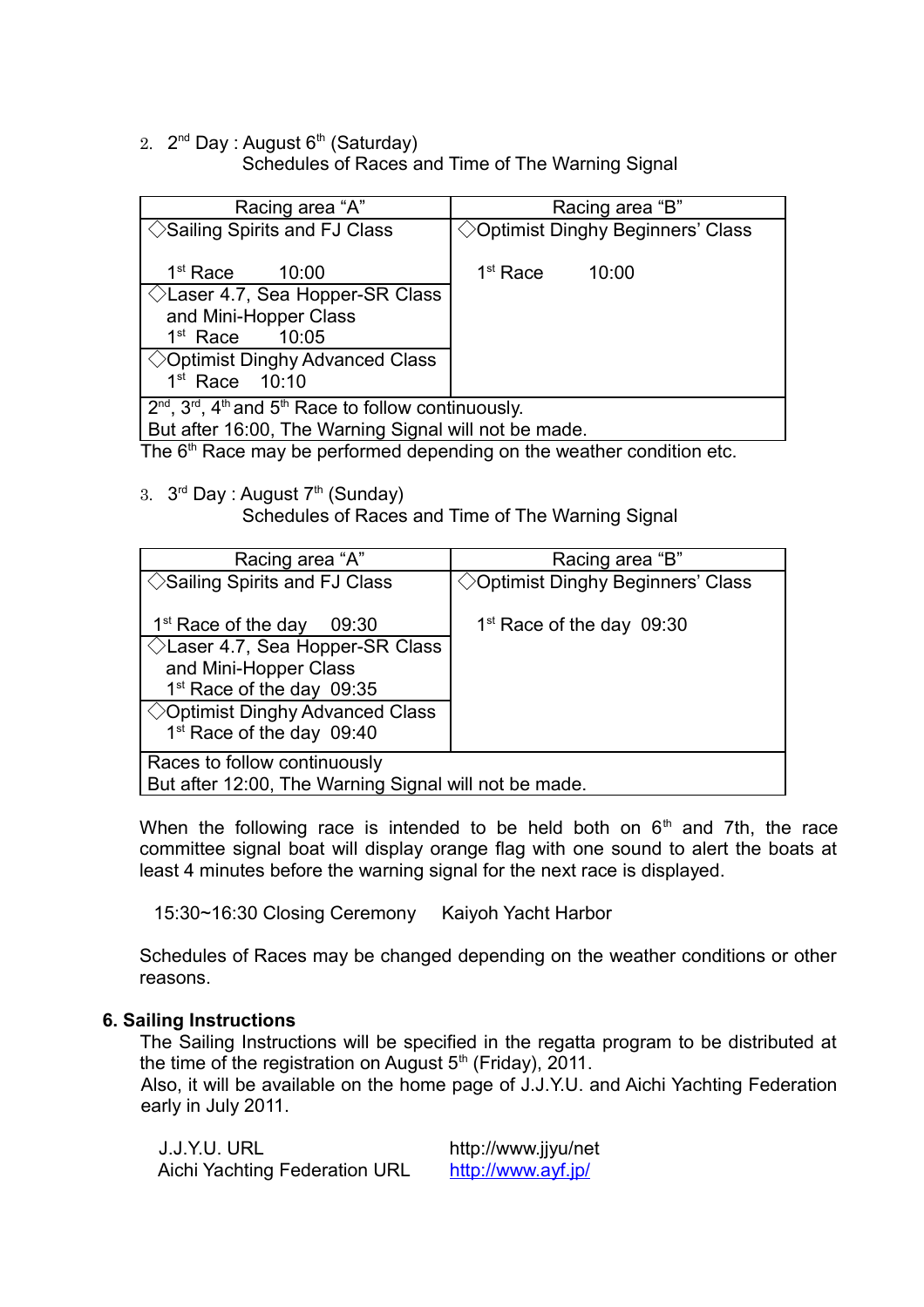2. 2nd Day : August 6th (Saturday)

Schedules of Races and Time of The Warning Signal

| Racing area "A" | Racing area "B" |
|---|---|
| ◇Sailing Spirits and FJ Class<br><br>1st Race 10:00 | ◇Optimist Dinghy Beginners' Class<br><br>1st Race 10:00 |
| ◇Laser 4.7, Sea Hopper-SR Class and Mini-Hopper Class<br>1st Race 10:05 | |
| ◇Optimist Dinghy Advanced Class<br>1st Race 10:10 | |
| 2nd, 3rd, 4th and 5th Race to follow continuously.<br>But after 16:00, The Warning Signal will not be made. | |

The 6th Race may be performed depending on the weather condition etc.

3. 3rd Day : August 7th (Sunday)

Schedules of Races and Time of The Warning Signal

| Racing area "A" | Racing area "B" |
|---|---|
| ◇Sailing Spirits and FJ Class<br><br>1st Race of the day 09:30 | ◇Optimist Dinghy Beginners' Class<br><br>1st Race of the day 09:30 |
| ◇Laser 4.7, Sea Hopper-SR Class and Mini-Hopper Class<br>1st Race of the day 09:35 | |
| ◇Optimist Dinghy Advanced Class<br>1st Race of the day 09:40 | |
| Races to follow continuously<br>But after 12:00, The Warning Signal will not be made. | |

When the following race is intended to be held both on 6th and 7th, the race committee signal boat will display orange flag with one sound to alert the boats at least 4 minutes before the warning signal for the next race is displayed.

15:30~16:30 Closing Ceremony Kaiyoh Yacht Harbor

Schedules of Races may be changed depending on the weather conditions or other reasons.

## 6. Sailing Instructions

The Sailing Instructions will be specified in the regatta program to be distributed at the time of the registration on August 5th (Friday), 2011.
Also, it will be available on the home page of J.J.Y.U. and Aichi Yachting Federation early in July 2011.

| | |
|---|---|
| J.J.Y.U. URL | http://www.jjyu/net |
| Aichi Yachting Federation URL | http://www.ayf.jp/ |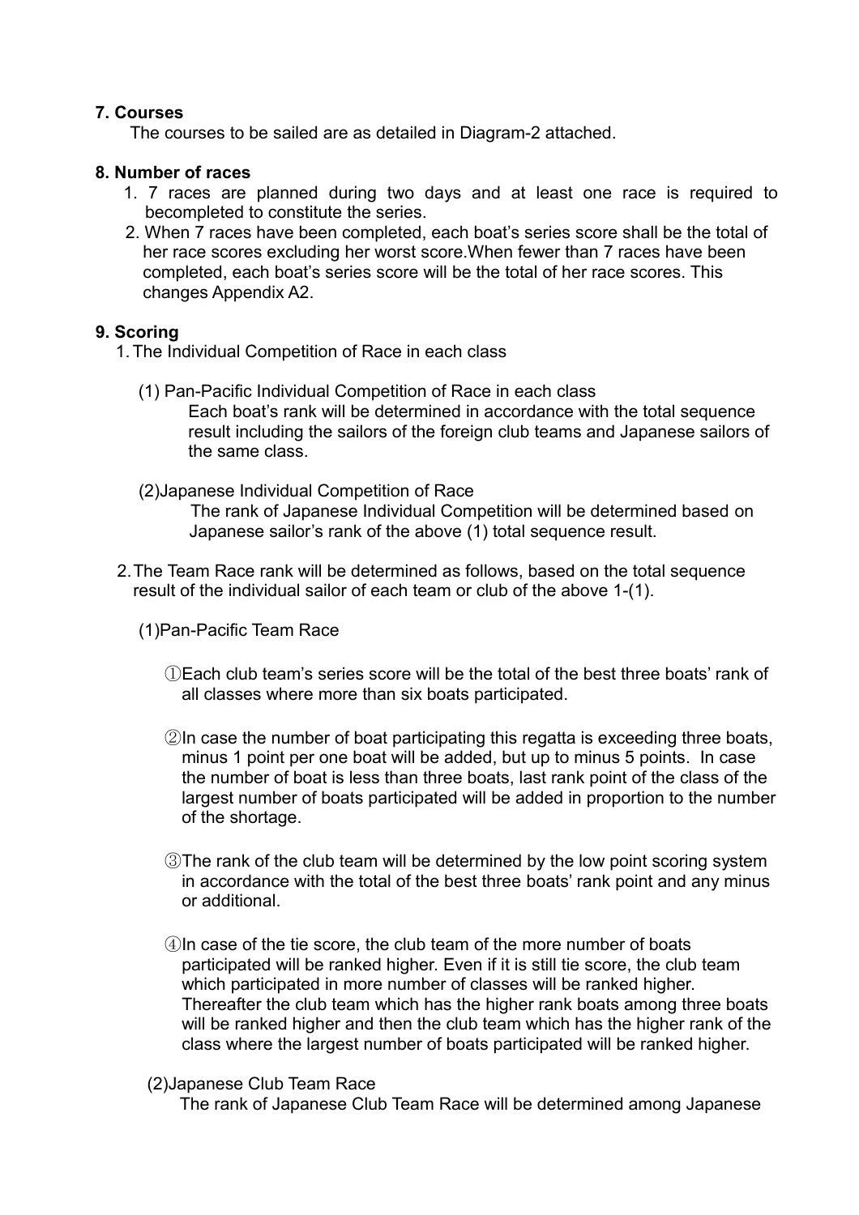### 7. Courses

The courses to be sailed are as detailed in Diagram-2 attached.

### 8. Number of races

1. 7 races are planned during two days and at least one race is required to becompleted to constitute the series.
2. When 7 races have been completed, each boat's series score shall be the total of her race scores excluding her worst score.When fewer than 7 races have been completed, each boat's series score will be the total of her race scores. This changes Appendix A2.

### 9. Scoring

1. The Individual Competition of Race in each class

   (1) Pan-Pacific Individual Competition of Race in each class
   Each boat's rank will be determined in accordance with the total sequence result including the sailors of the foreign club teams and Japanese sailors of the same class.

   (2)Japanese Individual Competition of Race
   The rank of Japanese Individual Competition will be determined based on Japanese sailor's rank of the above (1) total sequence result.

2. The Team Race rank will be determined as follows, based on the total sequence result of the individual sailor of each team or club of the above 1-(1).

   (1)Pan-Pacific Team Race

   ①Each club team's series score will be the total of the best three boats' rank of all classes where more than six boats participated.

   ②In case the number of boat participating this regatta is exceeding three boats, minus 1 point per one boat will be added, but up to minus 5 points. In case the number of boat is less than three boats, last rank point of the class of the largest number of boats participated will be added in proportion to the number of the shortage.

   ③The rank of the club team will be determined by the low point scoring system in accordance with the total of the best three boats' rank point and any minus or additional.

   ④In case of the tie score, the club team of the more number of boats participated will be ranked higher. Even if it is still tie score, the club team which participated in more number of classes will be ranked higher. Thereafter the club team which has the higher rank boats among three boats will be ranked higher and then the club team which has the higher rank of the class where the largest number of boats participated will be ranked higher.

   (2)Japanese Club Team Race
   The rank of Japanese Club Team Race will be determined among Japanese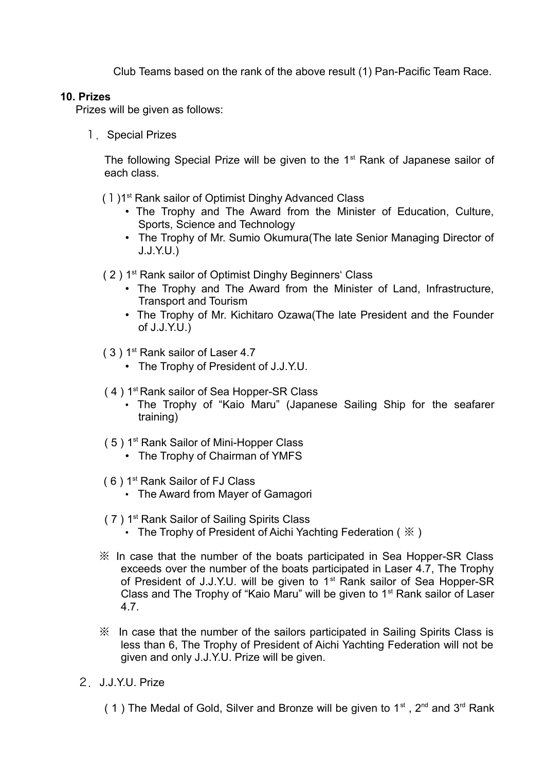Club Teams based on the rank of the above result (1) Pan-Pacific Team Race.

**10. Prizes**

Prizes will be given as follows:

1. Special Prizes

The following Special Prize will be given to the 1st Rank of Japanese sailor of each class.

(1) 1st Rank sailor of Optimist Dinghy Advanced Class
- The Trophy and The Award from the Minister of Education, Culture, Sports, Science and Technology
- The Trophy of Mr. Sumio Okumura(The late Senior Managing Director of J.J.Y.U.)

(2) 1st Rank sailor of Optimist Dinghy Beginners' Class
- The Trophy and The Award from the Minister of Land, Infrastructure, Transport and Tourism
- The Trophy of Mr. Kichitaro Ozawa(The late President and the Founder of J.J.Y.U.)

(3) 1st Rank sailor of Laser 4.7
- The Trophy of President of J.J.Y.U.

(4) 1st Rank sailor of Sea Hopper-SR Class
- The Trophy of "Kaio Maru" (Japanese Sailing Ship for the seafarer training)

(5) 1st Rank Sailor of Mini-Hopper Class
- The Trophy of Chairman of YMFS

(6) 1st Rank Sailor of FJ Class
- The Award from Mayer of Gamagori

(7) 1st Rank Sailor of Sailing Spirits Class
- The Trophy of President of Aichi Yachting Federation ( ※ )

※ In case that the number of the boats participated in Sea Hopper-SR Class exceeds over the number of the boats participated in Laser 4.7, The Trophy of President of J.J.Y.U. will be given to 1st Rank sailor of Sea Hopper-SR Class and The Trophy of "Kaio Maru" will be given to 1st Rank sailor of Laser 4.7.

※ In case that the number of the sailors participated in Sailing Spirits Class is less than 6, The Trophy of President of Aichi Yachting Federation will not be given and only J.J.Y.U. Prize will be given.

2. J.J.Y.U. Prize

(1) The Medal of Gold, Silver and Bronze will be given to 1st , 2nd and 3rd Rank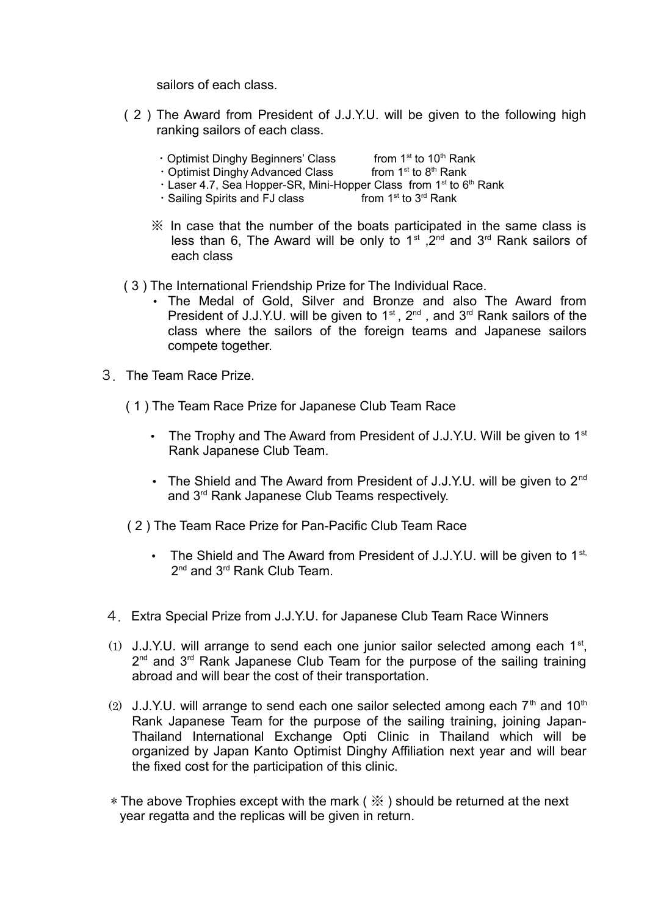sailors of each class.

( 2 ) The Award from President of J.J.Y.U. will be given to the following high ranking sailors of each class.

- Optimist Dinghy Beginners' Class from 1st to 10th Rank
- Optimist Dinghy Advanced Class from 1st to 8th Rank
- Laser 4.7, Sea Hopper-SR, Mini-Hopper Class from 1st to 6th Rank
- Sailing Spirits and FJ class from 1st to 3rd Rank

※ In case that the number of the boats participated in the same class is less than 6, The Award will be only to 1st ,2nd and 3rd Rank sailors of each class

( 3 ) The International Friendship Prize for The Individual Race.

- The Medal of Gold, Silver and Bronze and also The Award from President of J.J.Y.U. will be given to 1st , 2nd , and 3rd Rank sailors of the class where the sailors of the foreign teams and Japanese sailors compete together.

３. The Team Race Prize.

( 1 ) The Team Race Prize for Japanese Club Team Race

- The Trophy and The Award from President of J.J.Y.U. Will be given to 1st Rank Japanese Club Team.
- The Shield and The Award from President of J.J.Y.U. will be given to 2nd and 3rd Rank Japanese Club Teams respectively.

( 2 ) The Team Race Prize for Pan-Pacific Club Team Race

- The Shield and The Award from President of J.J.Y.U. will be given to 1st, 2nd and 3rd Rank Club Team.

４. Extra Special Prize from J.J.Y.U. for Japanese Club Team Race Winners

(1) J.J.Y.U. will arrange to send each one junior sailor selected among each 1st, 2nd and 3rd Rank Japanese Club Team for the purpose of the sailing training abroad and will bear the cost of their transportation.

(2) J.J.Y.U. will arrange to send each one sailor selected among each 7th and 10th Rank Japanese Team for the purpose of the sailing training, joining Japan-Thailand International Exchange Opti Clinic in Thailand which will be organized by Japan Kanto Optimist Dinghy Affiliation next year and will bear the fixed cost for the participation of this clinic.

＊The above Trophies except with the mark ( ※ ) should be returned at the next year regatta and the replicas will be given in return.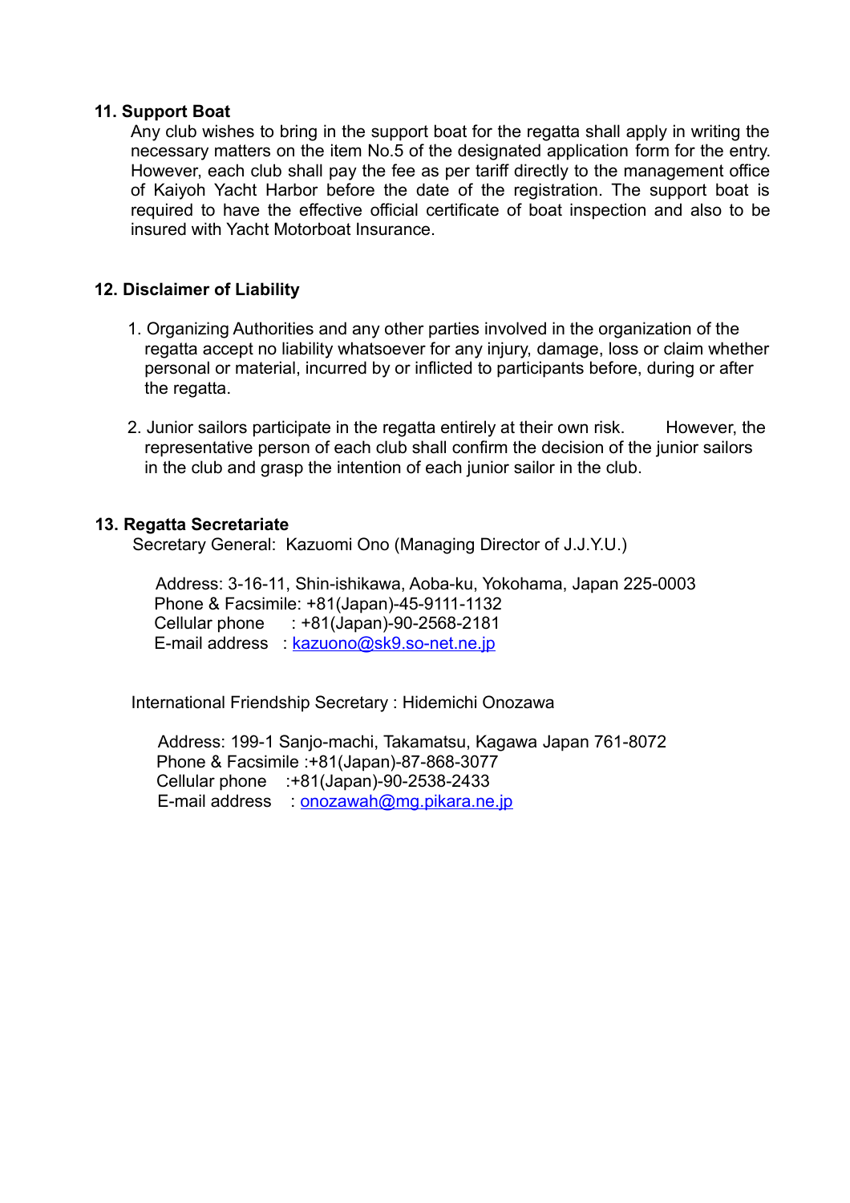## 11. Support Boat

Any club wishes to bring in the support boat for the regatta shall apply in writing the necessary matters on the item No.5 of the designated application form for the entry. However, each club shall pay the fee as per tariff directly to the management office of Kaiyoh Yacht Harbor before the date of the registration. The support boat is required to have the effective official certificate of boat inspection and also to be insured with Yacht Motorboat Insurance.

## 12. Disclaimer of Liability

1. Organizing Authorities and any other parties involved in the organization of the regatta accept no liability whatsoever for any injury, damage, loss or claim whether personal or material, incurred by or inflicted to participants before, during or after the regatta.

2. Junior sailors participate in the regatta entirely at their own risk. However, the representative person of each club shall confirm the decision of the junior sailors in the club and grasp the intention of each junior sailor in the club.

## 13. Regatta Secretariate

Secretary General: Kazuomi Ono (Managing Director of J.J.Y.U.)

Address: 3-16-11, Shin-ishikawa, Aoba-ku, Yokohama, Japan 225-0003
Phone & Facsimile: +81(Japan)-45-9111-1132
Cellular phone : +81(Japan)-90-2568-2181
E-mail address : kazuono@sk9.so-net.ne.jp

International Friendship Secretary : Hidemichi Onozawa

Address: 199-1 Sanjo-machi, Takamatsu, Kagawa Japan 761-8072
Phone & Facsimile :+81(Japan)-87-868-3077
Cellular phone :+81(Japan)-90-2538-2433
E-mail address : onozawah@mg.pikara.ne.jp